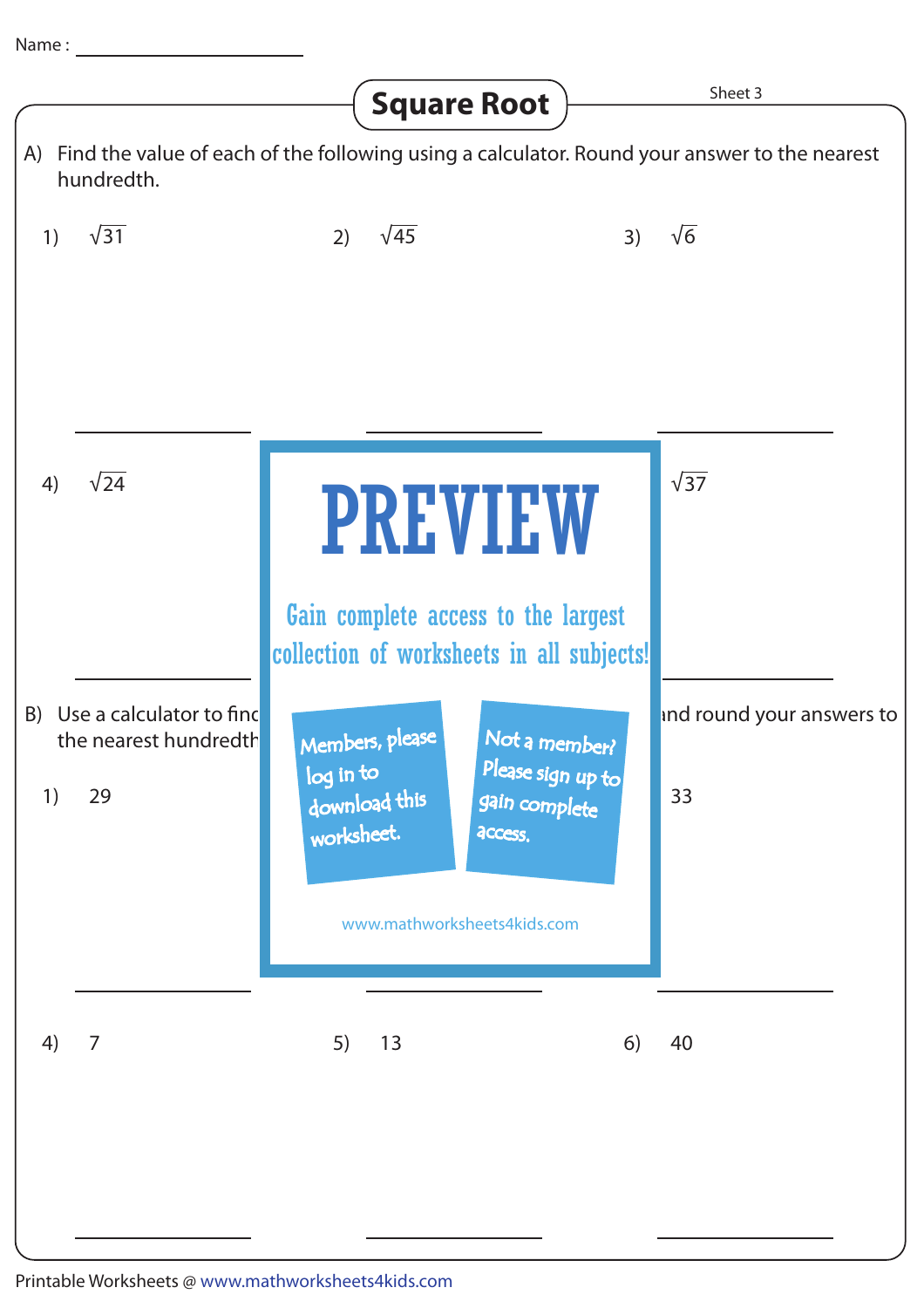Name : ____________________

# Square Root

Sheet 3

A) Find the value of each of the following using a calculator. Round your answer to the nearest hundredth.

1) $\sqrt{31}$

2) $\sqrt{45}$

3) $\sqrt{6}$

4) $\sqrt{24}$

$\sqrt{37}$

PREVIEW

Gain complete access to the largest collection of worksheets in all subjects!

Members, please log in to download this worksheet.

Not a member? Please sign up to gain complete access.

www.mathworksheets4kids.com

B) Use a calculator to find ... and round your answers to the nearest hundredth

1) 29

33

4) 7

5) 13

6) 40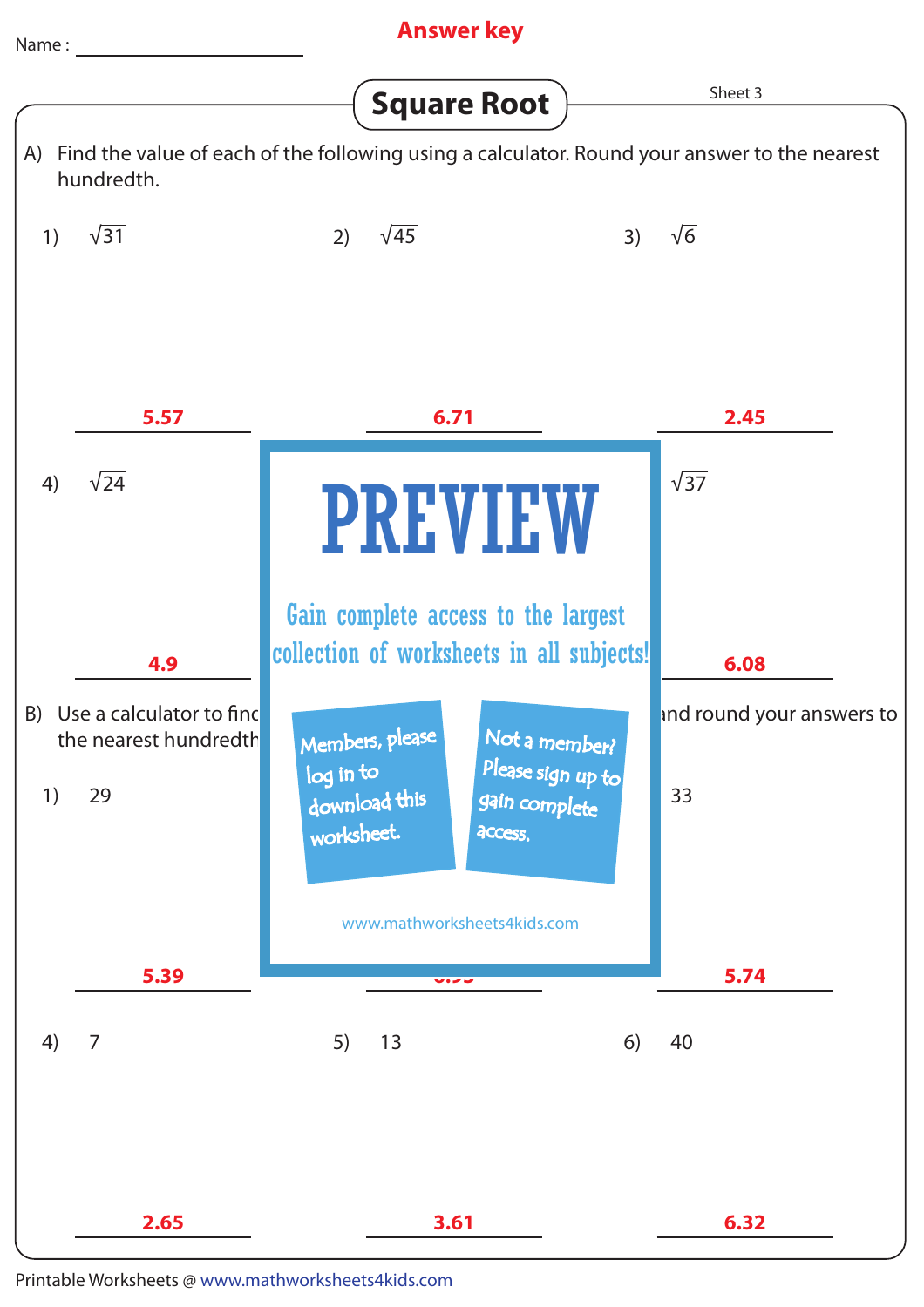Name : ____________________

**Answer key**

# Square Root

Sheet 3

A) Find the value of each of the following using a calculator. Round your answer to the nearest hundredth.

1) $\sqrt{31}$ — **5.57**

2) $\sqrt{45}$ — **6.71**

3) $\sqrt{6}$ — **2.45**

4) $\sqrt{24}$ — **4.9**

6) $\sqrt{37}$ — **6.08**

# PREVIEW

Gain complete access to the largest collection of worksheets in all subjects!

Members, please log in to download this worksheet.

Not a member? Please sign up to gain complete access.

www.mathworksheets4kids.com

B) Use a calculator to find ... and round your answers to the nearest hundredth

1) 29 — **5.39**

3) 33 — **5.74**

4) 7 — **2.65**

5) 13 — **3.61**

6) 40 — **6.32**

Printable Worksheets @ www.mathworksheets4kids.com